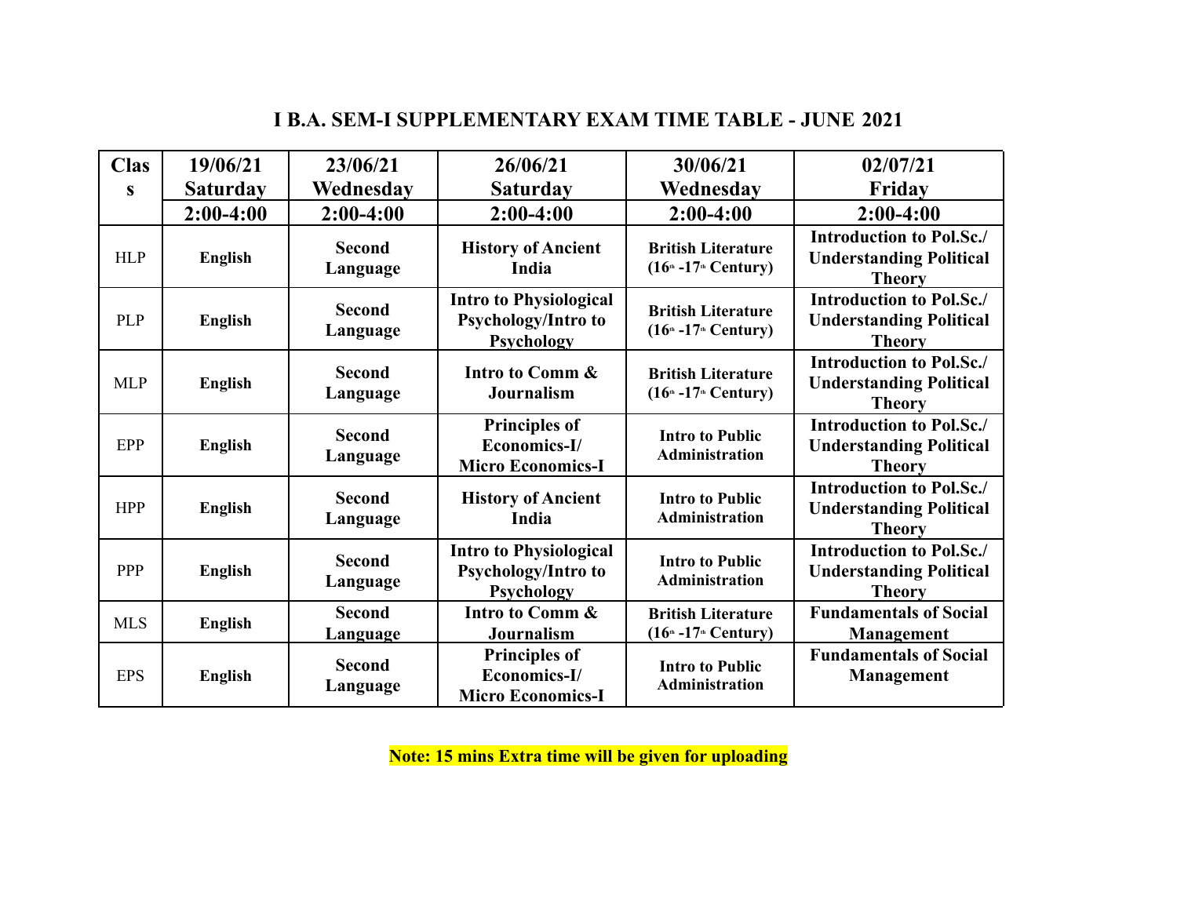# I B.A. SEM-I SUPPLEMENTARY EXAM TIME TABLE - JUNE 2021

| Class | 19/06/21 Saturday | 23/06/21 Wednesday | 26/06/21 Saturday | 30/06/21 Wednesday | 02/07/21 Friday |
|---|---|---|---|---|---|
| | 2:00-4:00 | 2:00-4:00 | 2:00-4:00 | 2:00-4:00 | 2:00-4:00 |
| HLP | **English** | **Second Language** | **History of Ancient India** | **British Literature ($16^{th}$ -$17^{th}$ Century)** | **Introduction to Pol.Sc./ Understanding Political Theory** |
| PLP | **English** | **Second Language** | **Intro to Physiological Psychology/Intro to Psychology** | **British Literature ($16^{th}$ -$17^{th}$ Century)** | **Introduction to Pol.Sc./ Understanding Political Theory** |
| MLP | **English** | **Second Language** | **Intro to Comm & Journalism** | **British Literature ($16^{th}$ -$17^{th}$ Century)** | **Introduction to Pol.Sc./ Understanding Political Theory** |
| EPP | **English** | **Second Language** | **Principles of Economics-I/ Micro Economics-I** | **Intro to Public Administration** | **Introduction to Pol.Sc./ Understanding Political Theory** |
| HPP | **English** | **Second Language** | **History of Ancient India** | **Intro to Public Administration** | **Introduction to Pol.Sc./ Understanding Political Theory** |
| PPP | **English** | **Second Language** | **Intro to Physiological Psychology/Intro to Psychology** | **Intro to Public Administration** | **Introduction to Pol.Sc./ Understanding Political Theory** |
| MLS | **English** | **Second Language** | **Intro to Comm & Journalism** | **British Literature ($16^{th}$ -$17^{th}$ Century)** | **Fundamentals of Social Management** |
| EPS | **English** | **Second Language** | **Principles of Economics-I/ Micro Economics-I** | **Intro to Public Administration** | **Fundamentals of Social Management** |

**Note: 15 mins Extra time will be given for uploading**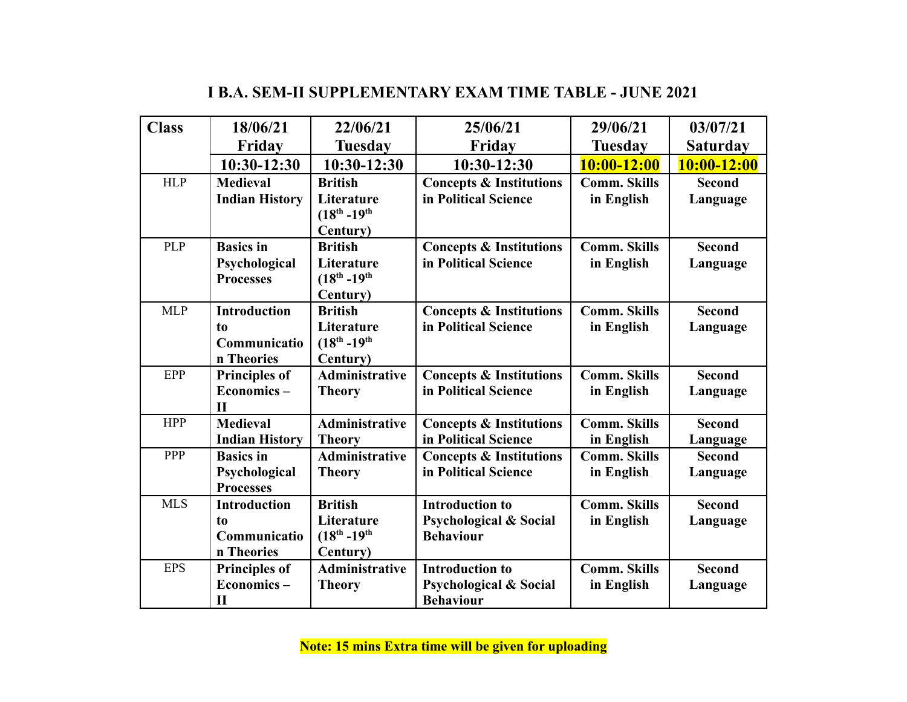# I B.A. SEM-II SUPPLEMENTARY EXAM TIME TABLE - JUNE 2021

| Class | 18/06/21 Friday | 22/06/21 Tuesday | 25/06/21 Friday | 29/06/21 Tuesday | 03/07/21 Saturday |
|---|---|---|---|---|---|
| | 10:30-12:30 | 10:30-12:30 | 10:30-12:30 | 10:00-12:00 | 10:00-12:00 |
| HLP | **Medieval Indian History** | **British Literature ($18^{th}$ -$19^{th}$ Century)** | **Concepts & Institutions in Political Science** | **Comm. Skills in English** | **Second Language** |
| PLP | **Basics in Psychological Processes** | **British Literature ($18^{th}$ -$19^{th}$ Century)** | **Concepts & Institutions in Political Science** | **Comm. Skills in English** | **Second Language** |
| MLP | **Introduction to Communication Theories** | **British Literature ($18^{th}$ -$19^{th}$ Century)** | **Concepts & Institutions in Political Science** | **Comm. Skills in English** | **Second Language** |
| EPP | **Principles of Economics – II** | **Administrative Theory** | **Concepts & Institutions in Political Science** | **Comm. Skills in English** | **Second Language** |
| HPP | **Medieval Indian History** | **Administrative Theory** | **Concepts & Institutions in Political Science** | **Comm. Skills in English** | **Second Language** |
| PPP | **Basics in Psychological Processes** | **Administrative Theory** | **Concepts & Institutions in Political Science** | **Comm. Skills in English** | **Second Language** |
| MLS | **Introduction to Communication Theories** | **British Literature ($18^{th}$ -$19^{th}$ Century)** | **Introduction to Psychological & Social Behaviour** | **Comm. Skills in English** | **Second Language** |
| EPS | **Principles of Economics – II** | **Administrative Theory** | **Introduction to Psychological & Social Behaviour** | **Comm. Skills in English** | **Second Language** |

**Note: 15 mins Extra time will be given for uploading**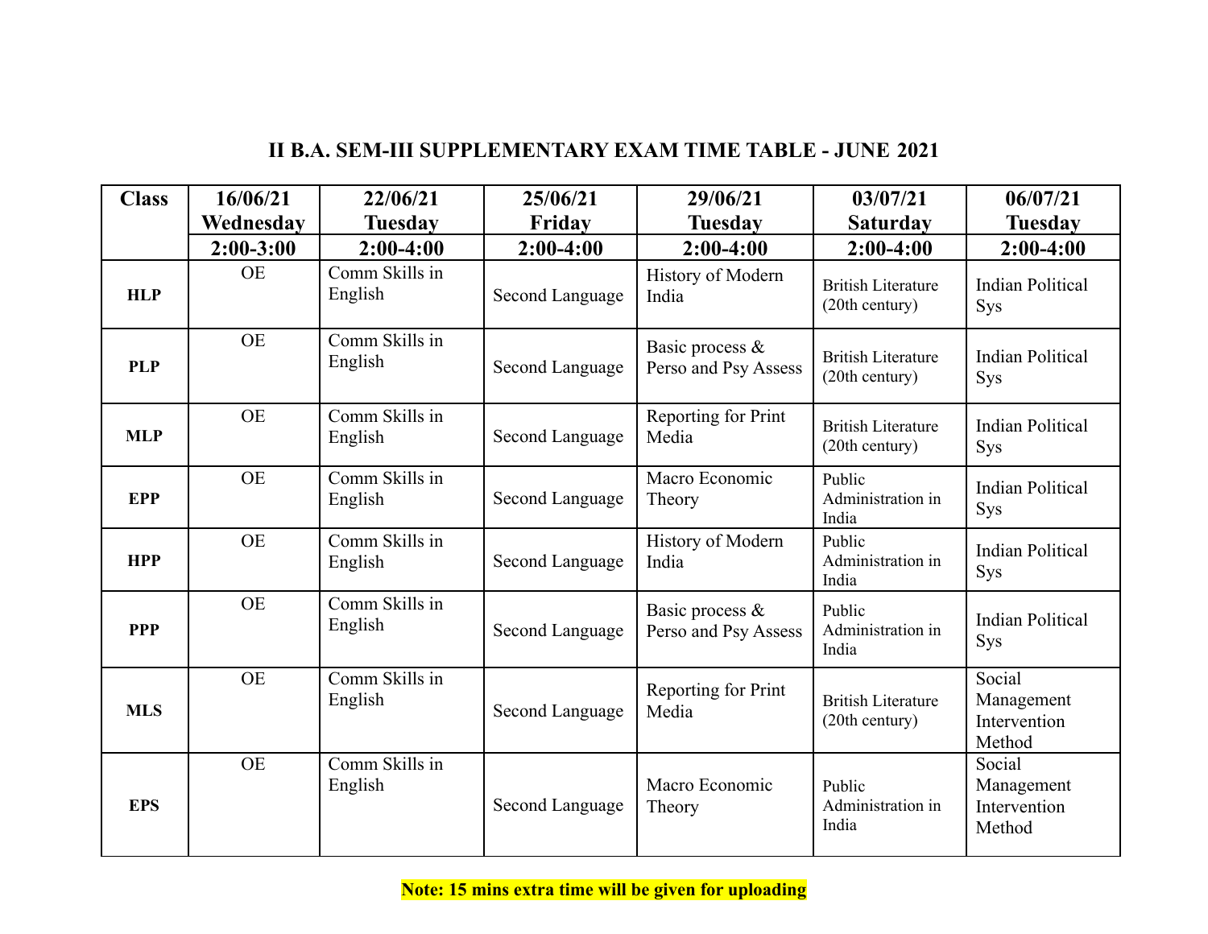## II B.A. SEM-III SUPPLEMENTARY EXAM TIME TABLE - JUNE 2021

| Class | 16/06/21 Wednesday | 22/06/21 Tuesday | 25/06/21 Friday | 29/06/21 Tuesday | 03/07/21 Saturday | 06/07/21 Tuesday |
|---|---|---|---|---|---|---|
| | 2:00-3:00 | 2:00-4:00 | 2:00-4:00 | 2:00-4:00 | 2:00-4:00 | 2:00-4:00 |
| HLP | OE | Comm Skills in English | Second Language | History of Modern India | British Literature (20th century) | Indian Political Sys |
| PLP | OE | Comm Skills in English | Second Language | Basic process & Perso and Psy Assess | British Literature (20th century) | Indian Political Sys |
| MLP | OE | Comm Skills in English | Second Language | Reporting for Print Media | British Literature (20th century) | Indian Political Sys |
| EPP | OE | Comm Skills in English | Second Language | Macro Economic Theory | Public Administration in India | Indian Political Sys |
| HPP | OE | Comm Skills in English | Second Language | History of Modern India | Public Administration in India | Indian Political Sys |
| PPP | OE | Comm Skills in English | Second Language | Basic process & Perso and Psy Assess | Public Administration in India | Indian Political Sys |
| MLS | OE | Comm Skills in English | Second Language | Reporting for Print Media | British Literature (20th century) | Social Management Intervention Method |
| EPS | OE | Comm Skills in English | Second Language | Macro Economic Theory | Public Administration in India | Social Management Intervention Method |

**Note: 15 mins extra time will be given for uploading**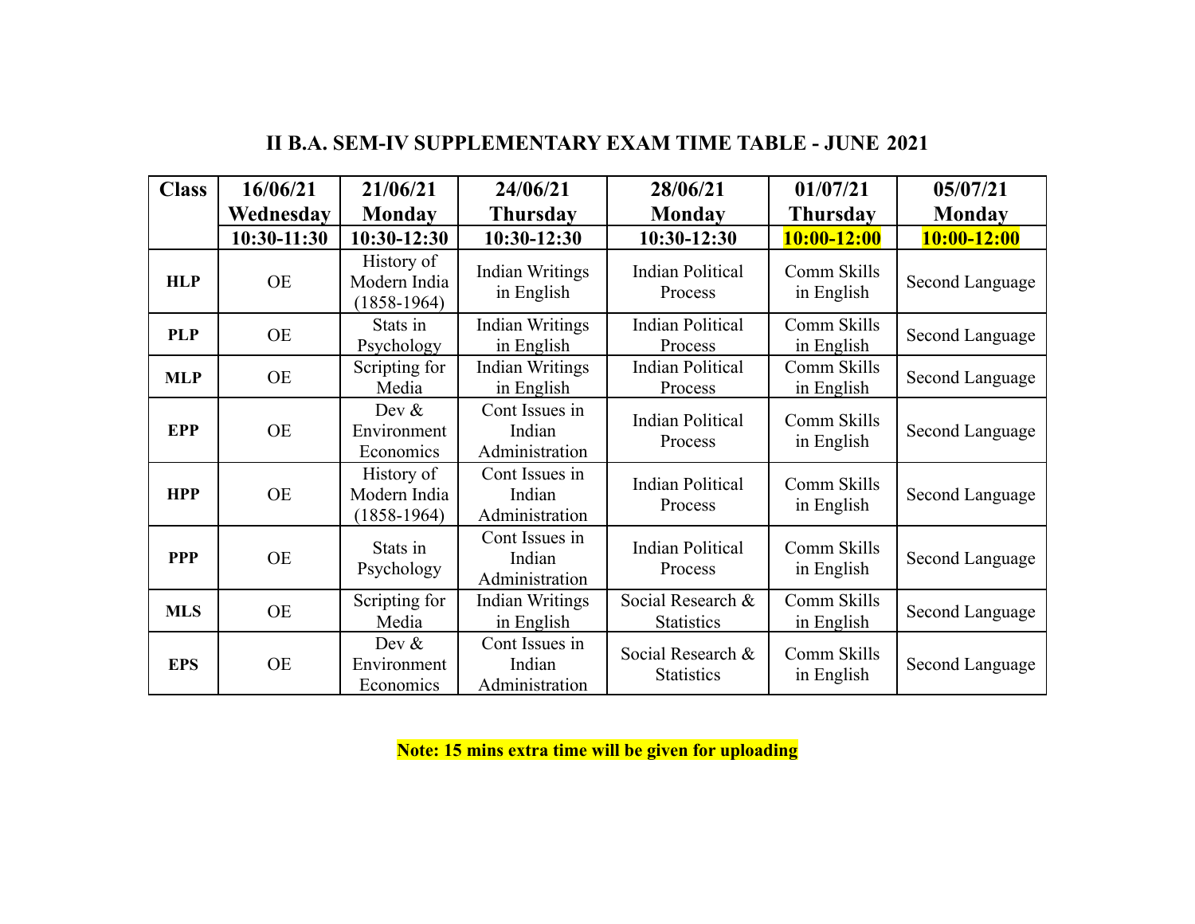## II B.A. SEM-IV SUPPLEMENTARY EXAM TIME TABLE - JUNE 2021

| Class | 16/06/21 Wednesday | 21/06/21 Monday | 24/06/21 Thursday | 28/06/21 Monday | 01/07/21 Thursday | 05/07/21 Monday |
|---|---|---|---|---|---|---|
| | 10:30-11:30 | 10:30-12:30 | 10:30-12:30 | 10:30-12:30 | 10:00-12:00 | 10:00-12:00 |
| **HLP** | OE | History of Modern India (1858-1964) | Indian Writings in English | Indian Political Process | Comm Skills in English | Second Language |
| **PLP** | OE | Stats in Psychology | Indian Writings in English | Indian Political Process | Comm Skills in English | Second Language |
| **MLP** | OE | Scripting for Media | Indian Writings in English | Indian Political Process | Comm Skills in English | Second Language |
| **EPP** | OE | Dev & Environment Economics | Cont Issues in Indian Administration | Indian Political Process | Comm Skills in English | Second Language |
| **HPP** | OE | History of Modern India (1858-1964) | Cont Issues in Indian Administration | Indian Political Process | Comm Skills in English | Second Language |
| **PPP** | OE | Stats in Psychology | Cont Issues in Indian Administration | Indian Political Process | Comm Skills in English | Second Language |
| **MLS** | OE | Scripting for Media | Indian Writings in English | Social Research & Statistics | Comm Skills in English | Second Language |
| **EPS** | OE | Dev & Environment Economics | Cont Issues in Indian Administration | Social Research & Statistics | Comm Skills in English | Second Language |

**Note: 15 mins extra time will be given for uploading**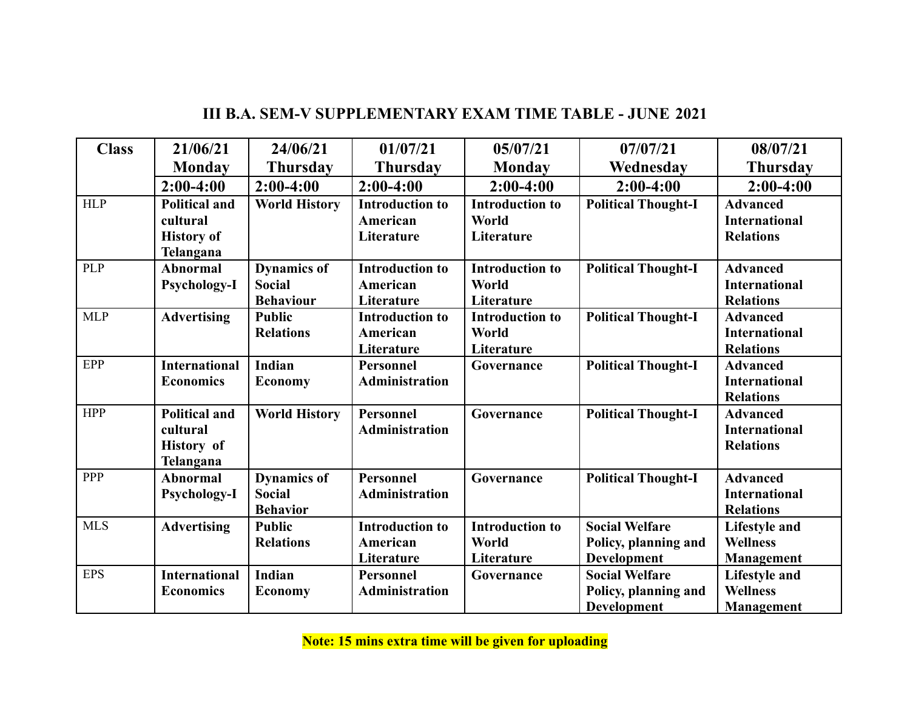## III B.A. SEM-V SUPPLEMENTARY EXAM TIME TABLE - JUNE 2021

| Class | 21/06/21 Monday | 24/06/21 Thursday | 01/07/21 Thursday | 05/07/21 Monday | 07/07/21 Wednesday | 08/07/21 Thursday |
|---|---|---|---|---|---|---|
| | 2:00-4:00 | 2:00-4:00 | 2:00-4:00 | 2:00-4:00 | 2:00-4:00 | 2:00-4:00 |
| HLP | **Political and cultural History of Telangana** | **World History** | **Introduction to American Literature** | **Introduction to World Literature** | **Political Thought-I** | **Advanced International Relations** |
| PLP | **Abnormal Psychology-I** | **Dynamics of Social Behaviour** | **Introduction to American Literature** | **Introduction to World Literature** | **Political Thought-I** | **Advanced International Relations** |
| MLP | **Advertising** | **Public Relations** | **Introduction to American Literature** | **Introduction to World Literature** | **Political Thought-I** | **Advanced International Relations** |
| EPP | **International Economics** | **Indian Economy** | **Personnel Administration** | **Governance** | **Political Thought-I** | **Advanced International Relations** |
| HPP | **Political and cultural History of Telangana** | **World History** | **Personnel Administration** | **Governance** | **Political Thought-I** | **Advanced International Relations** |
| PPP | **Abnormal Psychology-I** | **Dynamics of Social Behavior** | **Personnel Administration** | **Governance** | **Political Thought-I** | **Advanced International Relations** |
| MLS | **Advertising** | **Public Relations** | **Introduction to American Literature** | **Introduction to World Literature** | **Social Welfare Policy, planning and Development** | **Lifestyle and Wellness Management** |
| EPS | **International Economics** | **Indian Economy** | **Personnel Administration** | **Governance** | **Social Welfare Policy, planning and Development** | **Lifestyle and Wellness Management** |

**Note: 15 mins extra time will be given for uploading**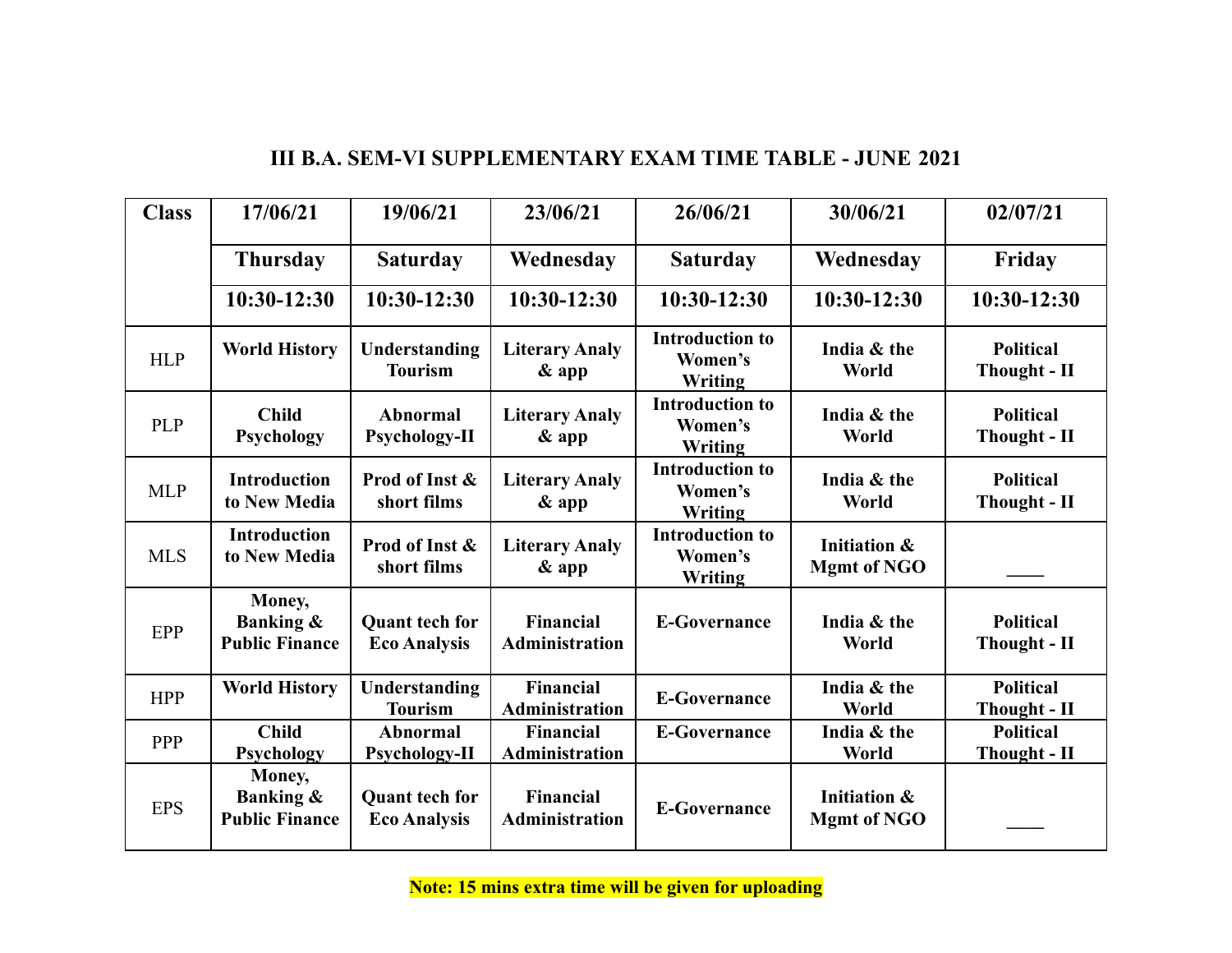# III B.A. SEM-VI SUPPLEMENTARY EXAM TIME TABLE - JUNE 2021

| Class | 17/06/21 | 19/06/21 | 23/06/21 | 26/06/21 | 30/06/21 | 02/07/21 |
|---|---|---|---|---|---|---|
| | Thursday | Saturday | Wednesday | Saturday | Wednesday | Friday |
| | 10:30-12:30 | 10:30-12:30 | 10:30-12:30 | 10:30-12:30 | 10:30-12:30 | 10:30-12:30 |
| HLP | World History | Understanding Tourism | Literary Analy & app | Introduction to Women's Writing | India & the World | Political Thought - II |
| PLP | Child Psychology | Abnormal Psychology-II | Literary Analy & app | Introduction to Women's Writing | India & the World | Political Thought - II |
| MLP | Introduction to New Media | Prod of Inst & short films | Literary Analy & app | Introduction to Women's Writing | India & the World | Political Thought - II |
| MLS | Introduction to New Media | Prod of Inst & short films | Literary Analy & app | Introduction to Women's Writing | Initiation & Mgmt of NGO | ____ |
| EPP | Money, Banking & Public Finance | Quant tech for Eco Analysis | Financial Administration | E-Governance | India & the World | Political Thought - II |
| HPP | World History | Understanding Tourism | Financial Administration | E-Governance | India & the World | Political Thought - II |
| PPP | Child Psychology | Abnormal Psychology-II | Financial Administration | E-Governance | India & the World | Political Thought - II |
| EPS | Money, Banking & Public Finance | Quant tech for Eco Analysis | Financial Administration | E-Governance | Initiation & Mgmt of NGO | ____ |

**Note: 15 mins extra time will be given for uploading**